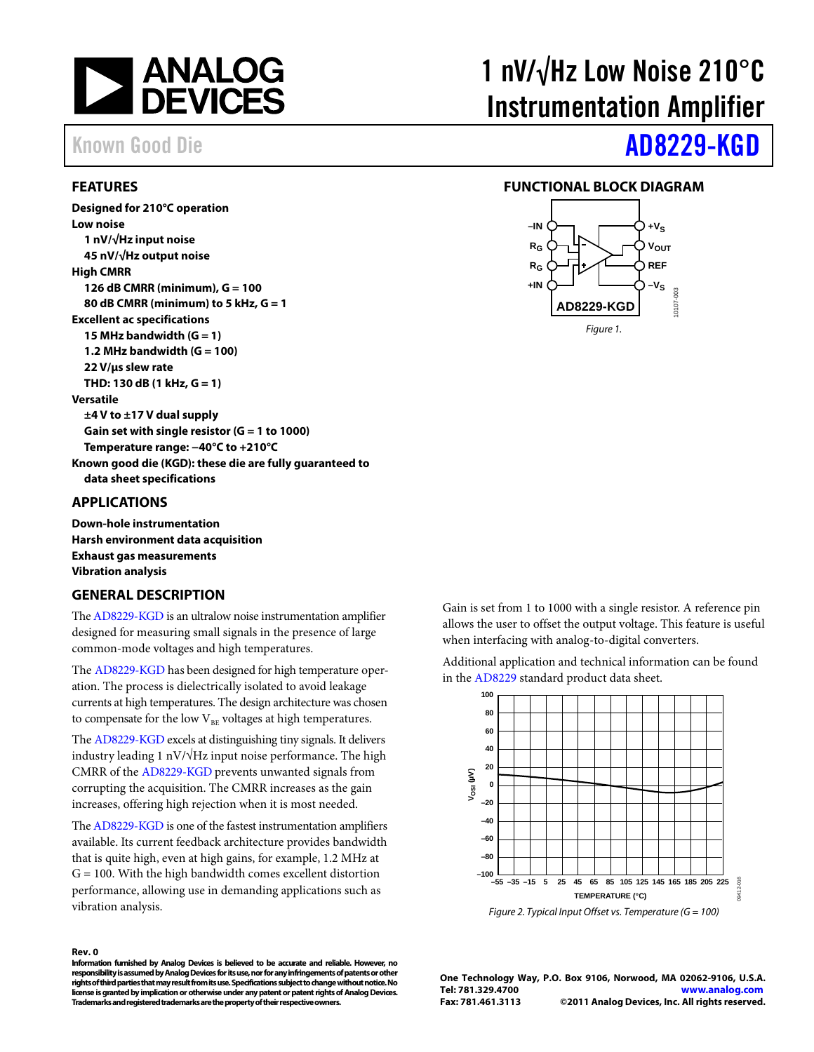# 1 nV/√Hz Low Noise 210°C Instrumentation Amplifier

Known Good Die

# AD8229-KGD

## FEATURES

**Designed for 210°C operation**
**Low noise**
- **1 nV/√Hz input noise**
- **45 nV/√Hz output noise**

**High CMRR**
- **126 dB CMRR (minimum), G = 100**
- **80 dB CMRR (minimum) to 5 kHz, G = 1**

**Excellent ac specifications**
- **15 MHz bandwidth (G = 1)**
- **1.2 MHz bandwidth (G = 100)**
- **22 V/µs slew rate**
- **THD: 130 dB (1 kHz, G = 1)**

**Versatile**
- **±4 V to ±17 V dual supply**
- **Gain set with single resistor (G = 1 to 1000)**
- **Temperature range: −40°C to +210°C**

**Known good die (KGD): these die are fully guaranteed to data sheet specifications**

## APPLICATIONS

**Down-hole instrumentation**
**Harsh environment data acquisition**
**Exhaust gas measurements**
**Vibration analysis**

## FUNCTIONAL BLOCK DIAGRAM

Figure 1.

## GENERAL DESCRIPTION

The AD8229-KGD is an ultralow noise instrumentation amplifier designed for measuring small signals in the presence of large common-mode voltages and high temperatures.

The AD8229-KGD has been designed for high temperature operation. The process is dielectrically isolated to avoid leakage currents at high temperatures. The design architecture was chosen to compensate for the low $V_{BE}$ voltages at high temperatures.

The AD8229-KGD excels at distinguishing tiny signals. It delivers industry leading 1 nV/√Hz input noise performance. The high CMRR of the AD8229-KGD prevents unwanted signals from corrupting the acquisition. The CMRR increases as the gain increases, offering high rejection when it is most needed.

The AD8229-KGD is one of the fastest instrumentation amplifiers available. Its current feedback architecture provides bandwidth that is quite high, even at high gains, for example, 1.2 MHz at G = 100. With the high bandwidth comes excellent distortion performance, allowing use in demanding applications such as vibration analysis.

Gain is set from 1 to 1000 with a single resistor. A reference pin allows the user to offset the output voltage. This feature is useful when interfacing with analog-to-digital converters.

Additional application and technical information can be found in the AD8229 standard product data sheet.

*Figure 2. Typical Input Offset vs. Temperature (G = 100)*

**Rev. 0**

**Information furnished by Analog Devices is believed to be accurate and reliable. However, no responsibility is assumed by Analog Devices for its use, nor for any infringements of patents or other rights of third parties that may result from its use. Specifications subject to change without notice. No license is granted by implication or otherwise under any patent or patent rights of Analog Devices. Trademarks and registered trademarks are the property of their respective owners.**

**One Technology Way, P.O. Box 9106, Norwood, MA 02062-9106, U.S.A.**
**Tel: 781.329.4700 www.analog.com**
**Fax: 781.461.3113 ©2011 Analog Devices, Inc. All rights reserved.**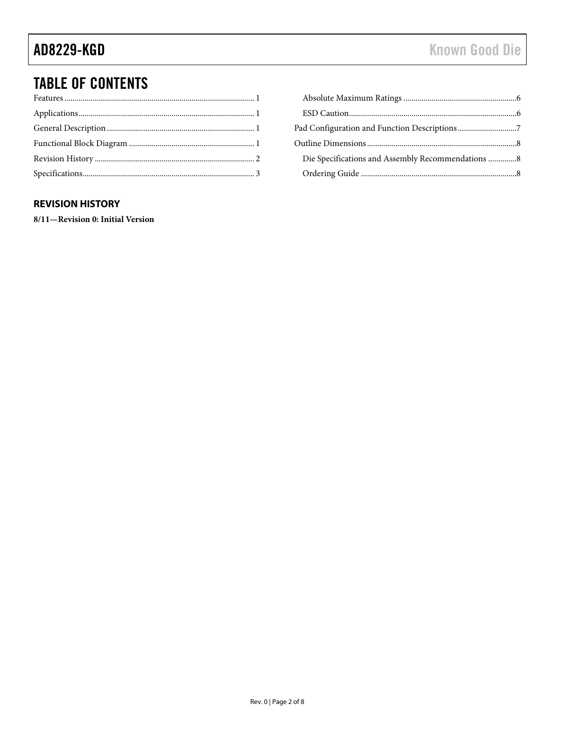## TABLE OF CONTENTS

Features ........................................................ 1
Applications ................................................... 1
General Description ....................................... 1
Functional Block Diagram ............................... 1
Revision History ............................................. 2
Specifications .................................................. 3
- Absolute Maximum Ratings ........................ 6
- ESD Caution ................................................ 6

Pad Configuration and Function Descriptions ... 7
Outline Dimensions ........................................ 8
- Die Specifications and Assembly Recommendations ... 8
- Ordering Guide ........................................... 8

### REVISION HISTORY

**8/11—Revision 0: Initial Version**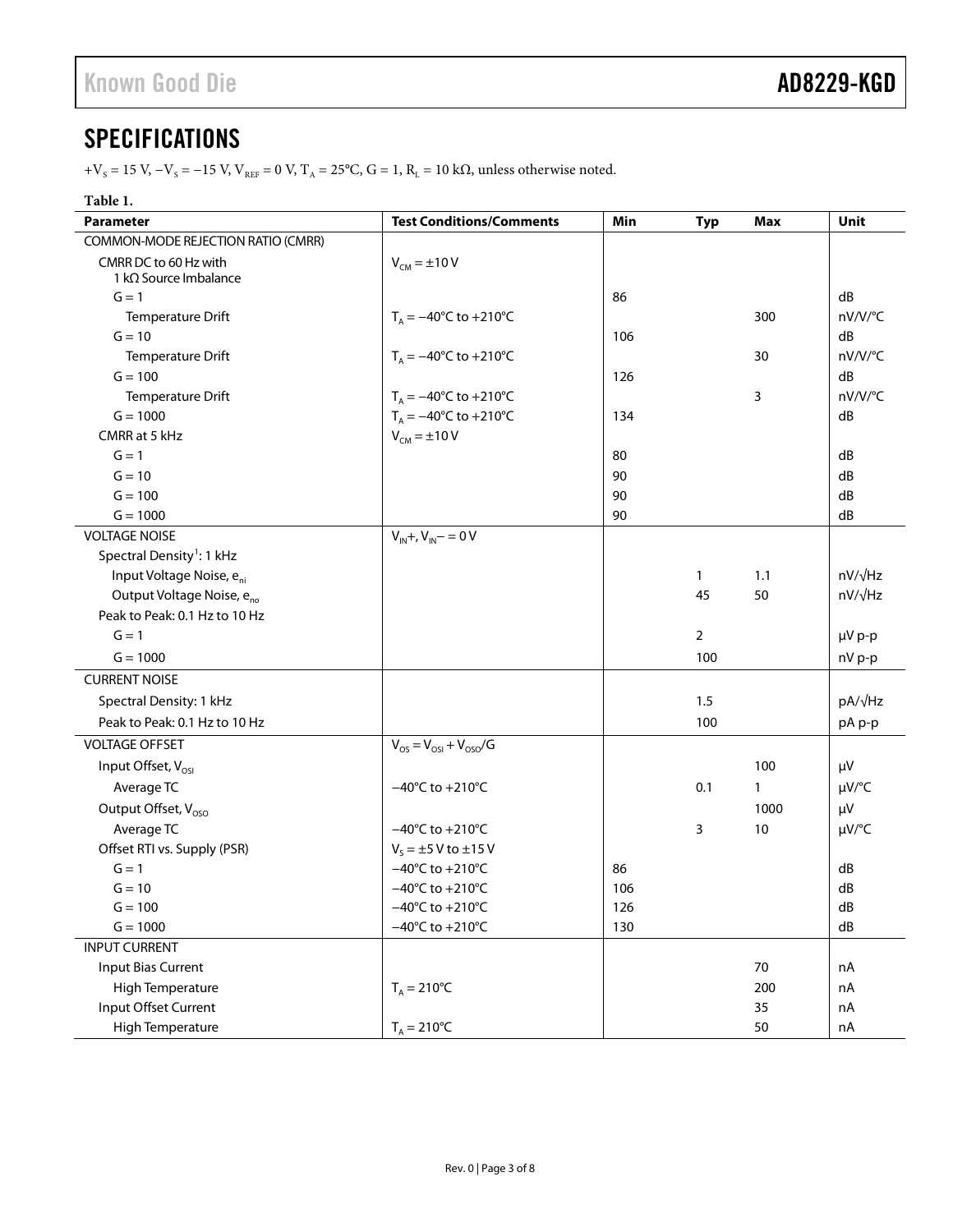## SPECIFICATIONS

$+V_S = 15$ V, $-V_S = -15$ V, $V_{REF} = 0$ V, $T_A = 25°C$, G = 1, $R_L = 10$ kΩ, unless otherwise noted.

**Table 1.**

| Parameter | Test Conditions/Comments | Min | Typ | Max | Unit |
|---|---|---|---|---|---|
| COMMON-MODE REJECTION RATIO (CMRR) | | | | | |
| CMRR DC to 60 Hz with 1 kΩ Source Imbalance | $V_{CM} = \pm 10$ V | | | | |
| G = 1 | | 86 | | | dB |
| Temperature Drift | $T_A = -40°C$ to $+210°C$ | | | 300 | nV/V/°C |
| G = 10 | | 106 | | | dB |
| Temperature Drift | $T_A = -40°C$ to $+210°C$ | | | 30 | nV/V/°C |
| G = 100 | | 126 | | | dB |
| Temperature Drift | $T_A = -40°C$ to $+210°C$ | | | 3 | nV/V/°C |
| G = 1000 | $T_A = -40°C$ to $+210°C$ | 134 | | | dB |
| CMRR at 5 kHz | $V_{CM} = \pm 10$ V | | | | |
| G = 1 | | 80 | | | dB |
| G = 10 | | 90 | | | dB |
| G = 100 | | 90 | | | dB |
| G = 1000 | | 90 | | | dB |
| VOLTAGE NOISE | $V_{IN}+$, $V_{IN}- = 0$ V | | | | |
| Spectral Density[1]: 1 kHz | | | | | |
| Input Voltage Noise, $e_{ni}$ | | | 1 | 1.1 | nV/√Hz |
| Output Voltage Noise, $e_{no}$ | | | 45 | 50 | nV/√Hz |
| Peak to Peak: 0.1 Hz to 10 Hz | | | | | |
| G = 1 | | | 2 | | µV p-p |
| G = 1000 | | | 100 | | nV p-p |
| CURRENT NOISE | | | | | |
| Spectral Density: 1 kHz | | | 1.5 | | pA/√Hz |
| Peak to Peak: 0.1 Hz to 10 Hz | | | 100 | | pA p-p |
| VOLTAGE OFFSET | $V_{OS} = V_{OSI} + V_{OSO}/G$ | | | | |
| Input Offset, $V_{OSI}$ | | | | 100 | µV |
| Average TC | −40°C to +210°C | | 0.1 | 1 | µV/°C |
| Output Offset, $V_{OSO}$ | | | | 1000 | µV |
| Average TC | −40°C to +210°C | | 3 | 10 | µV/°C |
| Offset RTI vs. Supply (PSR) | $V_S = \pm 5$ V to $\pm 15$ V | | | | |
| G = 1 | −40°C to +210°C | 86 | | | dB |
| G = 10 | −40°C to +210°C | 106 | | | dB |
| G = 100 | −40°C to +210°C | 126 | | | dB |
| G = 1000 | −40°C to +210°C | 130 | | | dB |
| INPUT CURRENT | | | | | |
| Input Bias Current | | | | 70 | nA |
| High Temperature | $T_A = 210°C$ | | | 200 | nA |
| Input Offset Current | | | | 35 | nA |
| High Temperature | $T_A = 210°C$ | | | 50 | nA |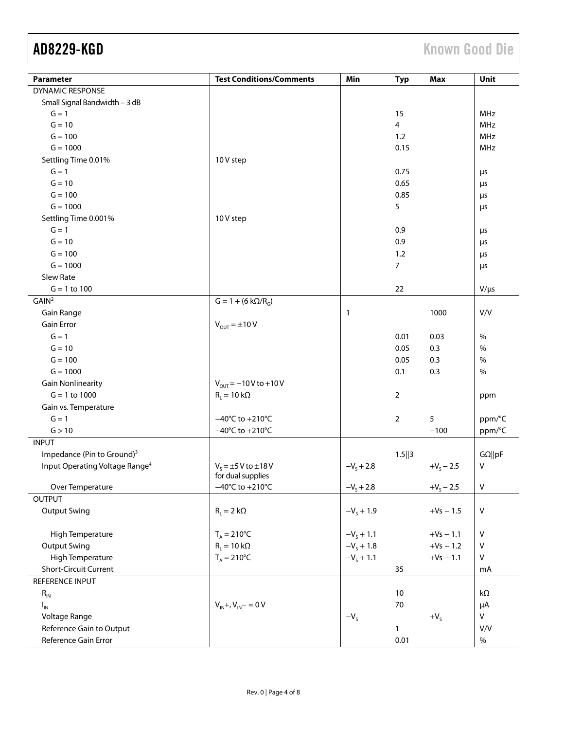| Parameter | Test Conditions/Comments | Min | Typ | Max | Unit |
|---|---|---|---|---|---|
| DYNAMIC RESPONSE | | | | | |
| Small Signal Bandwidth – 3 dB | | | | | |
| G = 1 | | | 15 | | MHz |
| G = 10 | | | 4 | | MHz |
| G = 100 | | | 1.2 | | MHz |
| G = 1000 | | | 0.15 | | MHz |
| Settling Time 0.01% | 10 V step | | | | |
| G = 1 | | | 0.75 | | μs |
| G = 10 | | | 0.65 | | μs |
| G = 100 | | | 0.85 | | μs |
| G = 1000 | | | 5 | | μs |
| Settling Time 0.001% | 10 V step | | | | |
| G = 1 | | | 0.9 | | μs |
| G = 10 | | | 0.9 | | μs |
| G = 100 | | | 1.2 | | μs |
| G = 1000 | | | 7 | | μs |
| Slew Rate | | | | | |
| G = 1 to 100 | | | 22 | | V/μs |
| GAIN[2] | $G = 1 + (6\ k\Omega/R_G)$ | | | | |
| Gain Range | | 1 | | 1000 | V/V |
| Gain Error | $V_{OUT} = \pm 10$ V | | | | |
| G = 1 | | | 0.01 | 0.03 | % |
| G = 10 | | | 0.05 | 0.3 | % |
| G = 100 | | | 0.05 | 0.3 | % |
| G = 1000 | | | 0.1 | 0.3 | % |
| Gain Nonlinearity | $V_{OUT} = -10$ V to $+10$ V | | | | |
| G = 1 to 1000 | $R_L = 10\ k\Omega$ | | 2 | | ppm |
| Gain vs. Temperature | | | | | |
| G = 1 | −40°C to +210°C | | 2 | 5 | ppm/°C |
| G > 10 | −40°C to +210°C | | | −100 | ppm/°C |
| INPUT | | | | | |
| Impedance (Pin to Ground)[3] | | | 1.5‖3 | | GΩ‖pF |
| Input Operating Voltage Range[4] | $V_S = \pm 5$ V to $\pm 18$ V for dual supplies | $-V_S + 2.8$ | | $+V_S - 2.5$ | V |
| Over Temperature | −40°C to +210°C | $-V_S + 2.8$ | | $+V_S - 2.5$ | V |
| OUTPUT | | | | | |
| Output Swing | $R_L = 2\ k\Omega$ | $-V_S + 1.9$ | | $+V_S - 1.5$ | V |
| High Temperature | $T_A = 210°C$ | $-V_S + 1.1$ | | $+V_S - 1.1$ | V |
| Output Swing | $R_L = 10\ k\Omega$ | $-V_S + 1.8$ | | $+V_S - 1.2$ | V |
| High Temperature | $T_A = 210°C$ | $-V_S + 1.1$ | | $+V_S - 1.1$ | V |
| Short-Circuit Current | | | 35 | | mA |
| REFERENCE INPUT | | | | | |
| $R_{IN}$ | | | 10 | | kΩ |
| $I_{IN}$ | $V_{IN}+, V_{IN}- = 0$ V | | 70 | | μA |
| Voltage Range | | $-V_S$ | | $+V_S$ | V |
| Reference Gain to Output | | | 1 | | V/V |
| Reference Gain Error | | | 0.01 | | % |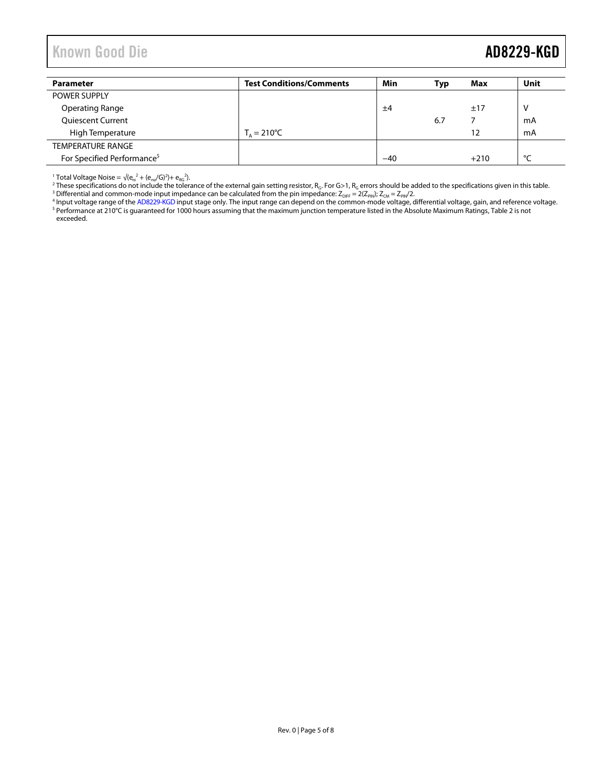| Parameter | Test Conditions/Comments | Min | Typ | Max | Unit |
|---|---|---|---|---|---|
| POWER SUPPLY | | | | | |
| Operating Range | | ±4 | | ±17 | V |
| Quiescent Current | | | 6.7 | 7 | mA |
| High Temperature | $T_A = 210°C$ | | | 12 | mA |
| TEMPERATURE RANGE | | | | | |
| For Specified Performance[5] | | −40 | | +210 | °C |

[1] Total Voltage Noise = $\sqrt{(e_{ni}^2 + (e_{no}/G)^2) + e_{RG}^2}$.
[2] These specifications do not include the tolerance of the external gain setting resistor, $R_G$. For G>1, $R_G$ errors should be added to the specifications given in this table.
[3] Differential and common-mode input impedance can be calculated from the pin impedance: $Z_{DIFF} = 2(Z_{PIN})$; $Z_{CM} = Z_{PIN}/2$.
[4] Input voltage range of the AD8229-KGD input stage only. The input range can depend on the common-mode voltage, differential voltage, gain, and reference voltage.
[5] Performance at 210°C is guaranteed for 1000 hours assuming that the maximum junction temperature listed in the Absolute Maximum Ratings, Table 2 is not exceeded.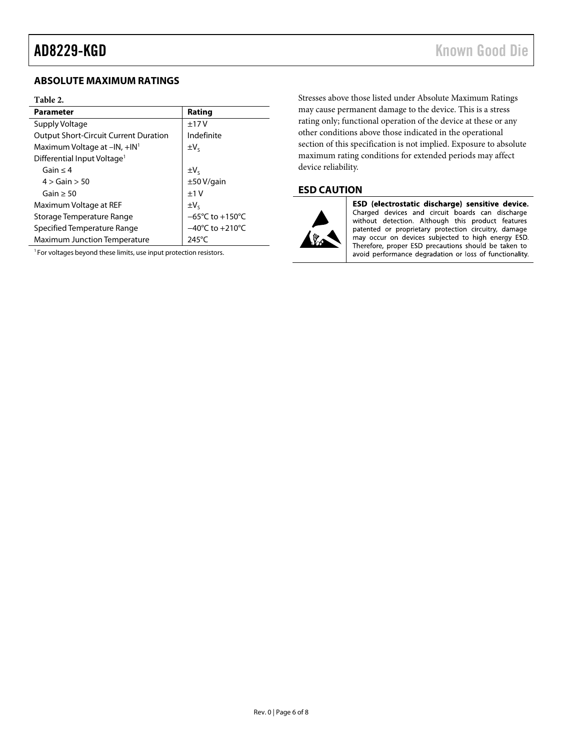## ABSOLUTE MAXIMUM RATINGS

**Table 2.**

| Parameter | Rating |
|---|---|
| Supply Voltage | ±17 V |
| Output Short-Circuit Current Duration | Indefinite |
| Maximum Voltage at −IN, +IN[1] | $\pm V_S$ |
| Differential Input Voltage[1] | |
| Gain ≤ 4 | $\pm V_S$ |
| 4 > Gain > 50 | ±50 V/gain |
| Gain ≥ 50 | ±1 V |
| Maximum Voltage at REF | $\pm V_S$ |
| Storage Temperature Range | −65°C to +150°C |
| Specified Temperature Range | −40°C to +210°C |
| Maximum Junction Temperature | 245°C |

[1] For voltages beyond these limits, use input protection resistors.

Stresses above those listed under Absolute Maximum Ratings may cause permanent damage to the device. This is a stress rating only; functional operation of the device at these or any other conditions above those indicated in the operational section of this specification is not implied. Exposure to absolute maximum rating conditions for extended periods may affect device reliability.

## ESD CAUTION

**ESD (electrostatic discharge) sensitive device.** Charged devices and circuit boards can discharge without detection. Although this product features patented or proprietary protection circuitry, damage may occur on devices subjected to high energy ESD. Therefore, proper ESD precautions should be taken to avoid performance degradation or loss of functionality.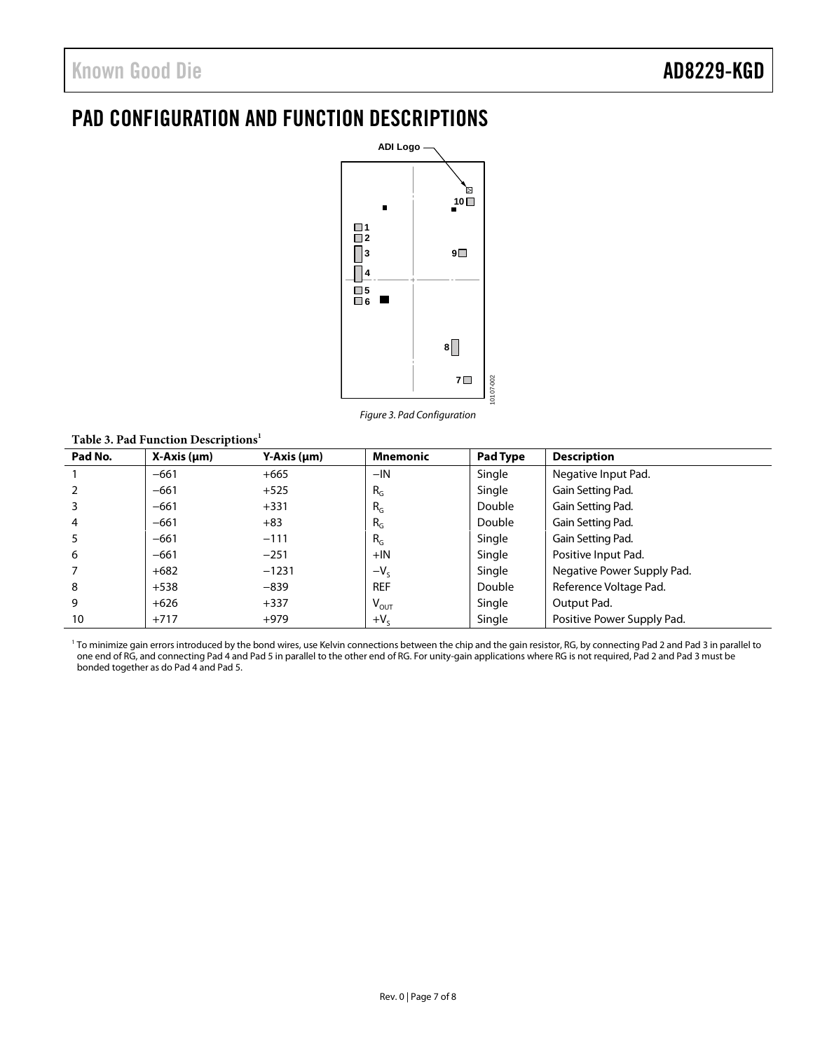# PAD CONFIGURATION AND FUNCTION DESCRIPTIONS

Figure 3. Pad Configuration

**Table 3. Pad Function Descriptions[1]**

| Pad No. | X-Axis (μm) | Y-Axis (μm) | Mnemonic | Pad Type | Description |
|---|---|---|---|---|---|
| 1 | −661 | +665 | −IN | Single | Negative Input Pad. |
| 2 | −661 | +525 | $R_G$ | Single | Gain Setting Pad. |
| 3 | −661 | +331 | $R_G$ | Double | Gain Setting Pad. |
| 4 | −661 | +83 | $R_G$ | Double | Gain Setting Pad. |
| 5 | −661 | −111 | $R_G$ | Single | Gain Setting Pad. |
| 6 | −661 | −251 | +IN | Single | Positive Input Pad. |
| 7 | +682 | −1231 | $-V_S$ | Single | Negative Power Supply Pad. |
| 8 | +538 | −839 | REF | Double | Reference Voltage Pad. |
| 9 | +626 | +337 | $V_{OUT}$ | Single | Output Pad. |
| 10 | +717 | +979 | $+V_S$ | Single | Positive Power Supply Pad. |

[1] To minimize gain errors introduced by the bond wires, use Kelvin connections between the chip and the gain resistor, RG, by connecting Pad 2 and Pad 3 in parallel to one end of RG, and connecting Pad 4 and Pad 5 in parallel to the other end of RG. For unity-gain applications where RG is not required, Pad 2 and Pad 3 must be bonded together as do Pad 4 and Pad 5.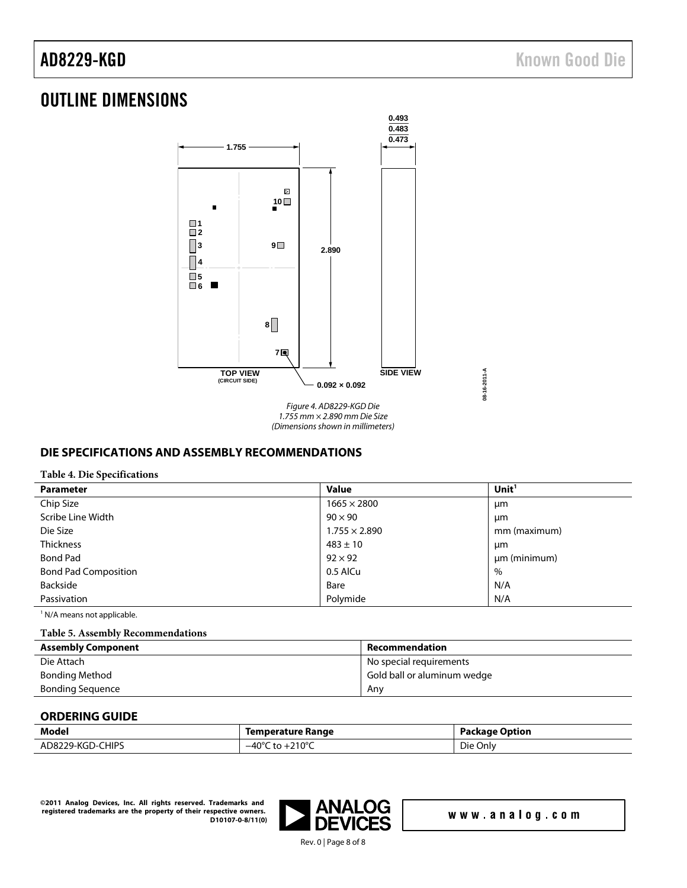# OUTLINE DIMENSIONS

1.755

0.493
0.483
0.473

10

1
2
3
4
5
6

9

2.890

8

7

TOP VIEW
(CIRCUIT SIDE)

0.092 × 0.092

SIDE VIEW

08-16-2011-A

*Figure 4. AD8229-KGD Die*
*1.755 mm × 2.890 mm Die Size*
*(Dimensions shown in millimeters)*

## DIE SPECIFICATIONS AND ASSEMBLY RECOMMENDATIONS

**Table 4. Die Specifications**

| Parameter | Value | Unit[1] |
|---|---|---|
| Chip Size | 1665 × 2800 | µm |
| Scribe Line Width | 90 × 90 | µm |
| Die Size | 1.755 × 2.890 | mm (maximum) |
| Thickness | 483 ± 10 | µm |
| Bond Pad | 92 × 92 | µm (minimum) |
| Bond Pad Composition | 0.5 AlCu | % |
| Backside | Bare | N/A |
| Passivation | Polymide | N/A |

[1] N/A means not applicable.

**Table 5. Assembly Recommendations**

| Assembly Component | Recommendation |
|---|---|
| Die Attach | No special requirements |
| Bonding Method | Gold ball or aluminum wedge |
| Bonding Sequence | Any |

## ORDERING GUIDE

| Model | Temperature Range | Package Option |
|---|---|---|
| AD8229-KGD-CHIPS | −40°C to +210°C | Die Only |

©2011 Analog Devices, Inc. All rights reserved. Trademarks and registered trademarks are the property of their respective owners.
D10107-0-8/11(0)